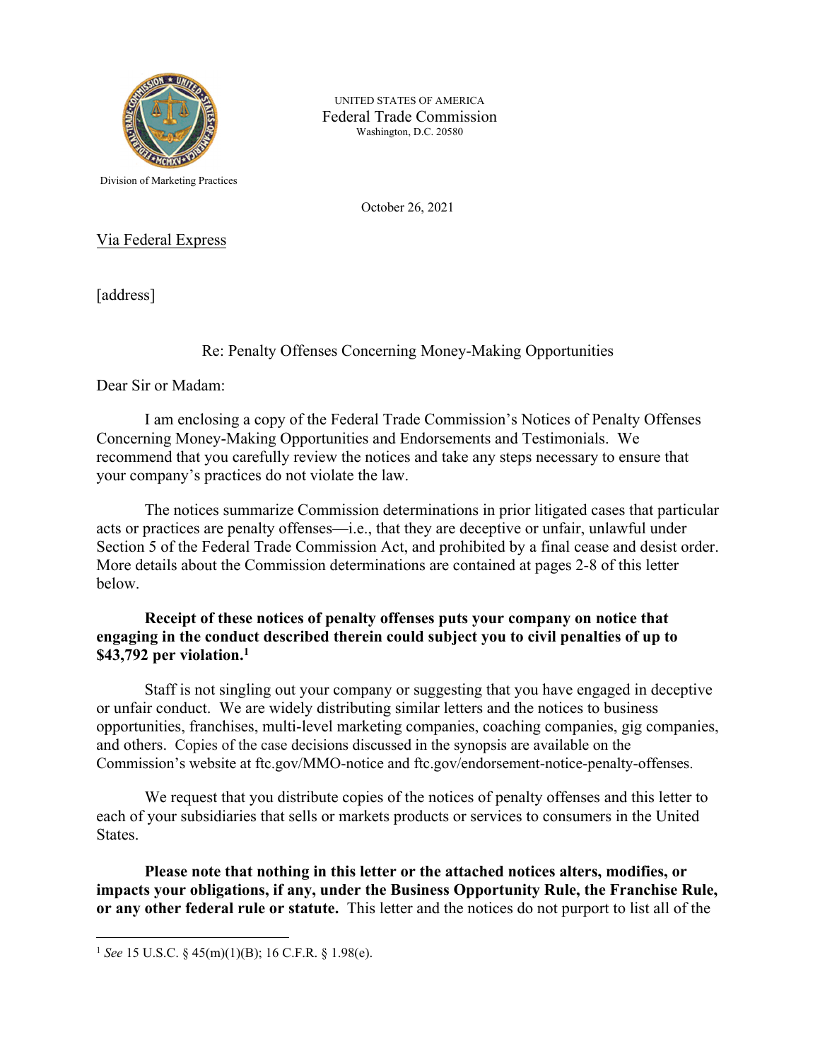UNITED STATES OF AMERICA
Federal Trade Commission
Washington, D.C. 20580

Division of Marketing Practices

October 26, 2021

Via Federal Express

[address]

Re: Penalty Offenses Concerning Money-Making Opportunities

Dear Sir or Madam:

I am enclosing a copy of the Federal Trade Commission's Notices of Penalty Offenses Concerning Money-Making Opportunities and Endorsements and Testimonials. We recommend that you carefully review the notices and take any steps necessary to ensure that your company's practices do not violate the law.

The notices summarize Commission determinations in prior litigated cases that particular acts or practices are penalty offenses—i.e., that they are deceptive or unfair, unlawful under Section 5 of the Federal Trade Commission Act, and prohibited by a final cease and desist order. More details about the Commission determinations are contained at pages 2-8 of this letter below.

**Receipt of these notices of penalty offenses puts your company on notice that engaging in the conduct described therein could subject you to civil penalties of up to $43,792 per violation.**[1]

Staff is not singling out your company or suggesting that you have engaged in deceptive or unfair conduct. We are widely distributing similar letters and the notices to business opportunities, franchises, multi-level marketing companies, coaching companies, gig companies, and others. Copies of the case decisions discussed in the synopsis are available on the Commission's website at ftc.gov/MMO-notice and ftc.gov/endorsement-notice-penalty-offenses.

We request that you distribute copies of the notices of penalty offenses and this letter to each of your subsidiaries that sells or markets products or services to consumers in the United States.

**Please note that nothing in this letter or the attached notices alters, modifies, or impacts your obligations, if any, under the Business Opportunity Rule, the Franchise Rule, or any other federal rule or statute.** This letter and the notices do not purport to list all of the

---

[1] *See* 15 U.S.C. § 45(m)(1)(B); 16 C.F.R. § 1.98(e).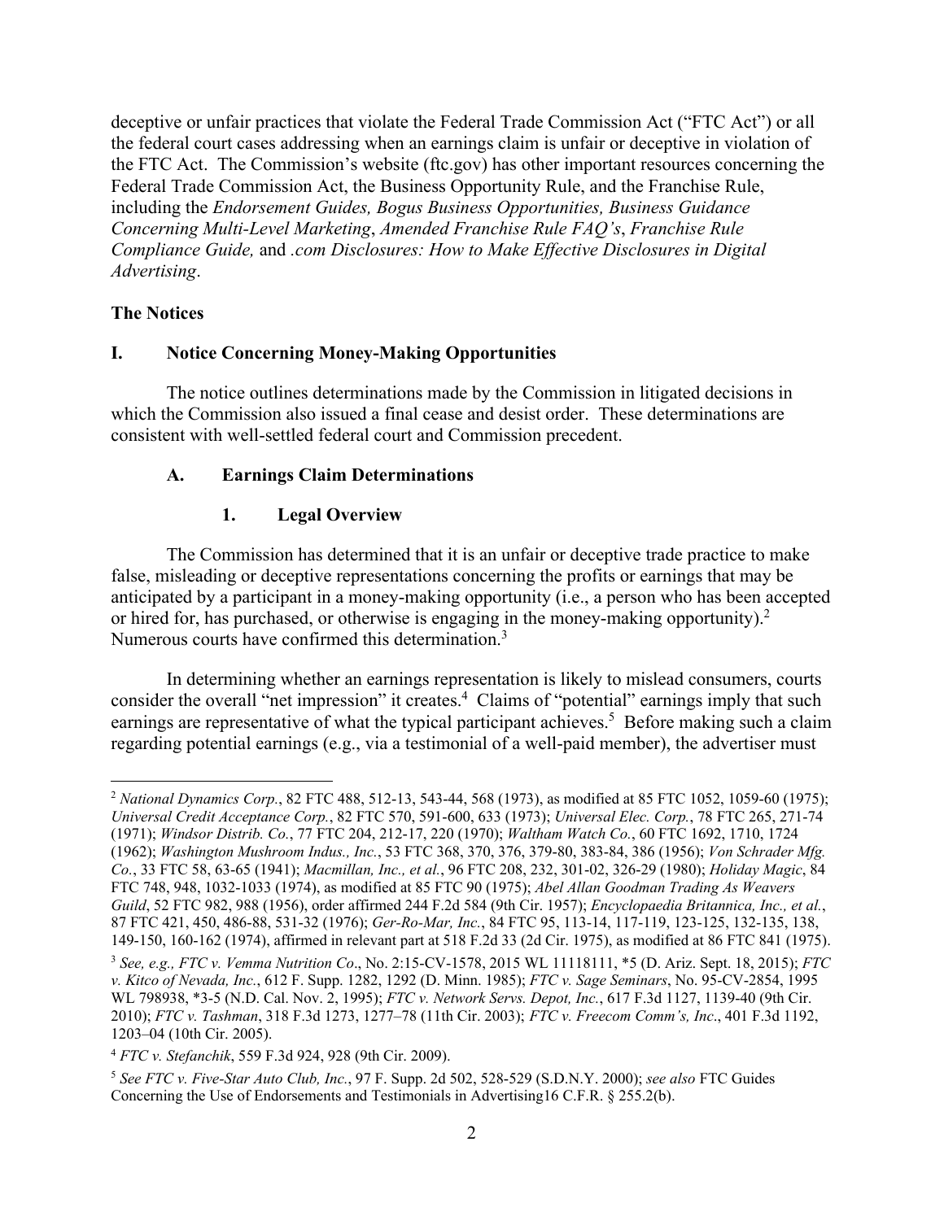deceptive or unfair practices that violate the Federal Trade Commission Act ("FTC Act") or all the federal court cases addressing when an earnings claim is unfair or deceptive in violation of the FTC Act. The Commission's website (ftc.gov) has other important resources concerning the Federal Trade Commission Act, the Business Opportunity Rule, and the Franchise Rule, including the *Endorsement Guides, Bogus Business Opportunities, Business Guidance Concerning Multi-Level Marketing*, *Amended Franchise Rule FAQ's*, *Franchise Rule Compliance Guide,* and *.com Disclosures: How to Make Effective Disclosures in Digital Advertising*.

**The Notices**

## I. Notice Concerning Money-Making Opportunities

The notice outlines determinations made by the Commission in litigated decisions in which the Commission also issued a final cease and desist order. These determinations are consistent with well-settled federal court and Commission precedent.

### A. Earnings Claim Determinations

#### 1. Legal Overview

The Commission has determined that it is an unfair or deceptive trade practice to make false, misleading or deceptive representations concerning the profits or earnings that may be anticipated by a participant in a money-making opportunity (i.e., a person who has been accepted or hired for, has purchased, or otherwise is engaging in the money-making opportunity).[2] Numerous courts have confirmed this determination.[3]

In determining whether an earnings representation is likely to mislead consumers, courts consider the overall "net impression" it creates.[4] Claims of "potential" earnings imply that such earnings are representative of what the typical participant achieves.[5] Before making such a claim regarding potential earnings (e.g., via a testimonial of a well-paid member), the advertiser must

---

[2] *National Dynamics Corp.*, 82 FTC 488, 512-13, 543-44, 568 (1973), as modified at 85 FTC 1052, 1059-60 (1975); *Universal Credit Acceptance Corp.*, 82 FTC 570, 591-600, 633 (1973); *Universal Elec. Corp.*, 78 FTC 265, 271-74 (1971); *Windsor Distrib. Co.*, 77 FTC 204, 212-17, 220 (1970); *Waltham Watch Co.*, 60 FTC 1692, 1710, 1724 (1962); *Washington Mushroom Indus., Inc.*, 53 FTC 368, 370, 376, 379-80, 383-84, 386 (1956); *Von Schrader Mfg. Co.*, 33 FTC 58, 63-65 (1941); *Macmillan, Inc., et al.*, 96 FTC 208, 232, 301-02, 326-29 (1980); *Holiday Magic*, 84 FTC 748, 948, 1032-1033 (1974), as modified at 85 FTC 90 (1975); *Abel Allan Goodman Trading As Weavers Guild*, 52 FTC 982, 988 (1956), order affirmed 244 F.2d 584 (9th Cir. 1957); *Encyclopaedia Britannica, Inc., et al.*, 87 FTC 421, 450, 486-88, 531-32 (1976); *Ger-Ro-Mar, Inc.*, 84 FTC 95, 113-14, 117-119, 123-125, 132-135, 138, 149-150, 160-162 (1974), affirmed in relevant part at 518 F.2d 33 (2d Cir. 1975), as modified at 86 FTC 841 (1975).

[3] *See, e.g., FTC v. Vemma Nutrition Co*., No. 2:15-CV-1578, 2015 WL 11118111, *5 (D. Ariz. Sept. 18, 2015); *FTC v. Kitco of Nevada, Inc.*, 612 F. Supp. 1282, 1292 (D. Minn. 1985); *FTC v. Sage Seminars*, No. 95-CV-2854, 1995 WL 798938, *3-5 (N.D. Cal. Nov. 2, 1995); *FTC v. Network Servs. Depot, Inc.*, 617 F.3d 1127, 1139-40 (9th Cir. 2010); *FTC v. Tashman*, 318 F.3d 1273, 1277–78 (11th Cir. 2003); *FTC v. Freecom Comm's, Inc*., 401 F.3d 1192, 1203–04 (10th Cir. 2005).

[4] *FTC v. Stefanchik*, 559 F.3d 924, 928 (9th Cir. 2009).

[5] *See FTC v. Five-Star Auto Club, Inc.*, 97 F. Supp. 2d 502, 528-529 (S.D.N.Y. 2000); *see also* FTC Guides Concerning the Use of Endorsements and Testimonials in Advertising16 C.F.R. § 255.2(b).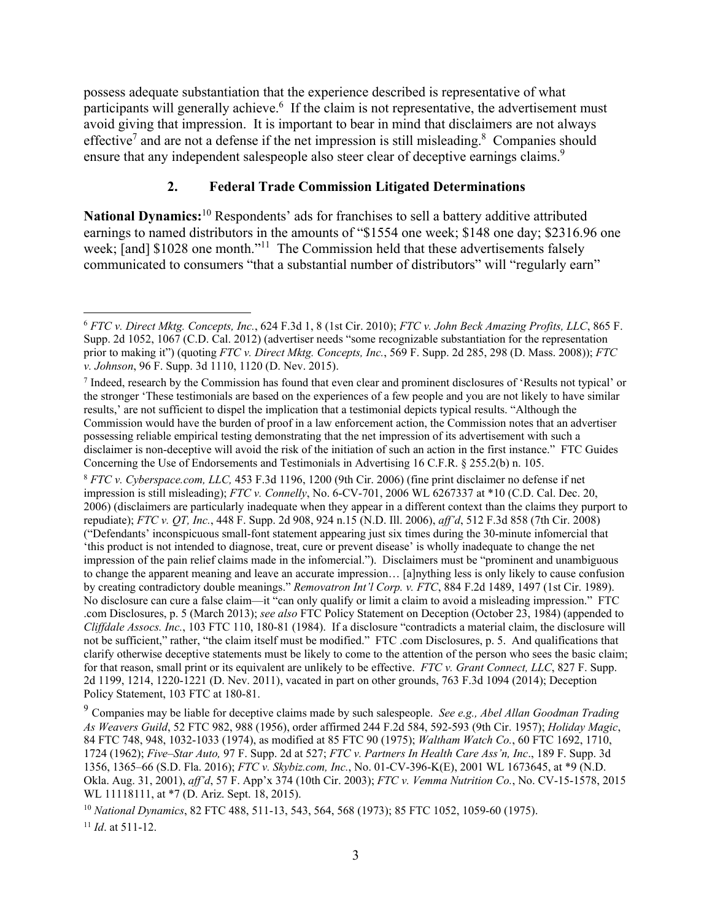possess adequate substantiation that the experience described is representative of what participants will generally achieve.[6] If the claim is not representative, the advertisement must avoid giving that impression. It is important to bear in mind that disclaimers are not always effective[7] and are not a defense if the net impression is still misleading.[8] Companies should ensure that any independent salespeople also steer clear of deceptive earnings claims.[9]

### 2. Federal Trade Commission Litigated Determinations

**National Dynamics:**[10] Respondents' ads for franchises to sell a battery additive attributed earnings to named distributors in the amounts of "$1554 one week; $148 one day; $2316.96 one week; [and] $1028 one month."[11] The Commission held that these advertisements falsely communicated to consumers "that a substantial number of distributors" will "regularly earn"

---

[6] *FTC v. Direct Mktg. Concepts, Inc.*, 624 F.3d 1, 8 (1st Cir. 2010); *FTC v. John Beck Amazing Profits, LLC*, 865 F. Supp. 2d 1052, 1067 (C.D. Cal. 2012) (advertiser needs "some recognizable substantiation for the representation prior to making it") (quoting *FTC v. Direct Mktg. Concepts, Inc.*, 569 F. Supp. 2d 285, 298 (D. Mass. 2008)); *FTC v. Johnson*, 96 F. Supp. 3d 1110, 1120 (D. Nev. 2015).

[7] Indeed, research by the Commission has found that even clear and prominent disclosures of 'Results not typical' or the stronger 'These testimonials are based on the experiences of a few people and you are not likely to have similar results,' are not sufficient to dispel the implication that a testimonial depicts typical results. "Although the Commission would have the burden of proof in a law enforcement action, the Commission notes that an advertiser possessing reliable empirical testing demonstrating that the net impression of its advertisement with such a disclaimer is non-deceptive will avoid the risk of the initiation of such an action in the first instance." FTC Guides Concerning the Use of Endorsements and Testimonials in Advertising 16 C.F.R. § 255.2(b) n. 105.

[8] *FTC v. Cyberspace.com, LLC,* 453 F.3d 1196, 1200 (9th Cir. 2006) (fine print disclaimer no defense if net impression is still misleading); *FTC v. Connelly*, No. 6-CV-701, 2006 WL 6267337 at *10 (C.D. Cal. Dec. 20, 2006) (disclaimers are particularly inadequate when they appear in a different context than the claims they purport to repudiate); *FTC v. QT, Inc.*, 448 F. Supp. 2d 908, 924 n.15 (N.D. Ill. 2006), *aff'd*, 512 F.3d 858 (7th Cir. 2008) ("Defendants' inconspicuous small-font statement appearing just six times during the 30-minute infomercial that 'this product is not intended to diagnose, treat, cure or prevent disease' is wholly inadequate to change the net impression of the pain relief claims made in the infomercial."). Disclaimers must be "prominent and unambiguous to change the apparent meaning and leave an accurate impression… [a]nything less is only likely to cause confusion by creating contradictory double meanings." *Removatron Int'l Corp. v. FTC*, 884 F.2d 1489, 1497 (1st Cir. 1989). No disclosure can cure a false claim—it "can only qualify or limit a claim to avoid a misleading impression." FTC .com Disclosures, p. 5 (March 2013); *see also* FTC Policy Statement on Deception (October 23, 1984) (appended to *Cliffdale Assocs. Inc.*, 103 FTC 110, 180-81 (1984). If a disclosure "contradicts a material claim, the disclosure will not be sufficient," rather, "the claim itself must be modified." FTC .com Disclosures, p. 5. And qualifications that clarify otherwise deceptive statements must be likely to come to the attention of the person who sees the basic claim; for that reason, small print or its equivalent are unlikely to be effective. *FTC v. Grant Connect, LLC*, 827 F. Supp. 2d 1199, 1214, 1220-1221 (D. Nev. 2011), vacated in part on other grounds, 763 F.3d 1094 (2014); Deception Policy Statement, 103 FTC at 180-81.

[9] Companies may be liable for deceptive claims made by such salespeople. *See e.g., Abel Allan Goodman Trading As Weavers Guild*, 52 FTC 982, 988 (1956), order affirmed 244 F.2d 584, 592-593 (9th Cir. 1957); *Holiday Magic*, 84 FTC 748, 948, 1032-1033 (1974), as modified at 85 FTC 90 (1975); *Waltham Watch Co.*, 60 FTC 1692, 1710, 1724 (1962); *Five–Star Auto,* 97 F. Supp. 2d at 527; *FTC v. Partners In Health Care Ass'n, Inc*., 189 F. Supp. 3d 1356, 1365–66 (S.D. Fla. 2016); *FTC v. Skybiz.com, Inc.*, No. 01-CV-396-K(E), 2001 WL 1673645, at *9 (N.D. Okla. Aug. 31, 2001), *aff'd*, 57 F. App'x 374 (10th Cir. 2003); *FTC v. Vemma Nutrition Co.*, No. CV-15-1578, 2015 WL 11118111, at *7 (D. Ariz. Sept. 18, 2015).

[10] *National Dynamics*, 82 FTC 488, 511-13, 543, 564, 568 (1973); 85 FTC 1052, 1059-60 (1975).

[11] *Id*. at 511-12.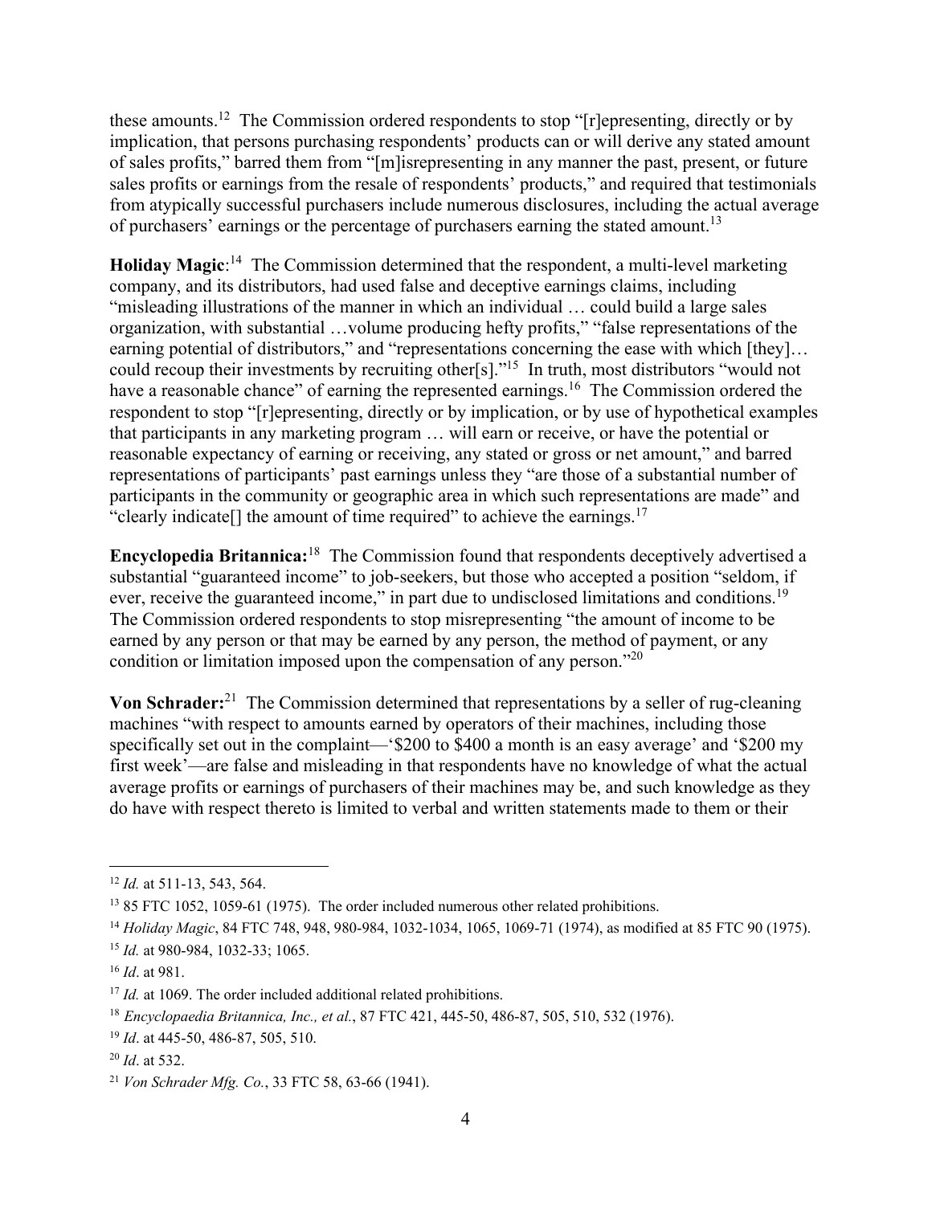these amounts.[12] The Commission ordered respondents to stop "[r]epresenting, directly or by implication, that persons purchasing respondents' products can or will derive any stated amount of sales profits," barred them from "[m]isrepresenting in any manner the past, present, or future sales profits or earnings from the resale of respondents' products," and required that testimonials from atypically successful purchasers include numerous disclosures, including the actual average of purchasers' earnings or the percentage of purchasers earning the stated amount.[13]

**Holiday Magic**:[14] The Commission determined that the respondent, a multi-level marketing company, and its distributors, had used false and deceptive earnings claims, including "misleading illustrations of the manner in which an individual … could build a large sales organization, with substantial …volume producing hefty profits," "false representations of the earning potential of distributors," and "representations concerning the ease with which [they]… could recoup their investments by recruiting other[s]."[15] In truth, most distributors "would not have a reasonable chance" of earning the represented earnings.[16] The Commission ordered the respondent to stop "[r]epresenting, directly or by implication, or by use of hypothetical examples that participants in any marketing program … will earn or receive, or have the potential or reasonable expectancy of earning or receiving, any stated or gross or net amount," and barred representations of participants' past earnings unless they "are those of a substantial number of participants in the community or geographic area in which such representations are made" and "clearly indicate[] the amount of time required" to achieve the earnings.[17]

**Encyclopedia Britannica:**[18] The Commission found that respondents deceptively advertised a substantial "guaranteed income" to job-seekers, but those who accepted a position "seldom, if ever, receive the guaranteed income," in part due to undisclosed limitations and conditions.[19] The Commission ordered respondents to stop misrepresenting "the amount of income to be earned by any person or that may be earned by any person, the method of payment, or any condition or limitation imposed upon the compensation of any person."[20]

**Von Schrader:**[21] The Commission determined that representations by a seller of rug-cleaning machines "with respect to amounts earned by operators of their machines, including those specifically set out in the complaint—'$200 to $400 a month is an easy average' and '$200 my first week'—are false and misleading in that respondents have no knowledge of what the actual average profits or earnings of purchasers of their machines may be, and such knowledge as they do have with respect thereto is limited to verbal and written statements made to them or their

---

[12] *Id.* at 511-13, 543, 564.

[13] 85 FTC 1052, 1059-61 (1975). The order included numerous other related prohibitions.

[14] *Holiday Magic*, 84 FTC 748, 948, 980-984, 1032-1034, 1065, 1069-71 (1974), as modified at 85 FTC 90 (1975).

[15] *Id.* at 980-984, 1032-33; 1065.

[16] *Id*. at 981.

[17] *Id.* at 1069. The order included additional related prohibitions.

[18] *Encyclopaedia Britannica, Inc., et al.*, 87 FTC 421, 445-50, 486-87, 505, 510, 532 (1976).

[19] *Id*. at 445-50, 486-87, 505, 510.

[20] *Id*. at 532.

[21] *Von Schrader Mfg. Co.*, 33 FTC 58, 63-66 (1941).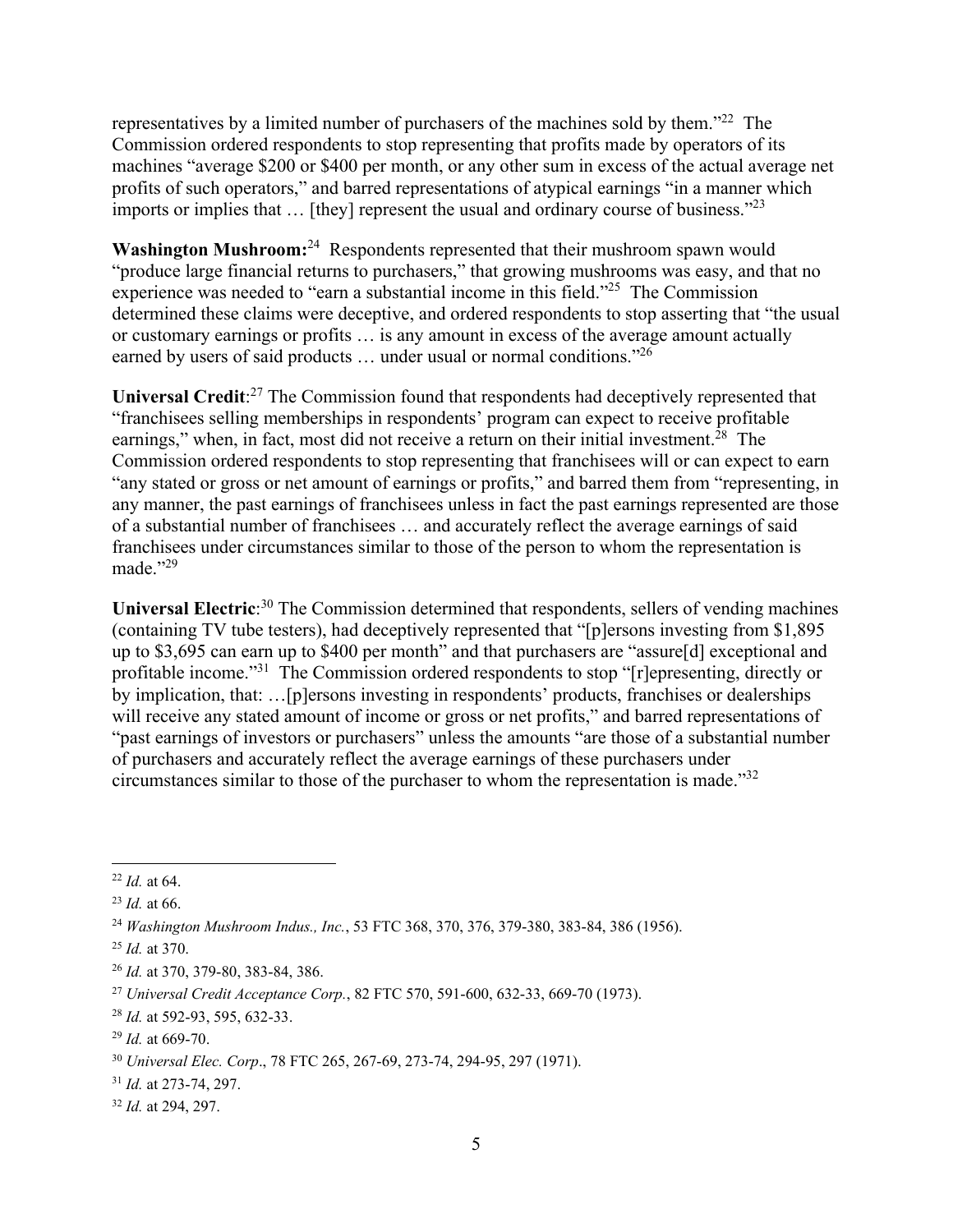representatives by a limited number of purchasers of the machines sold by them."[22] The Commission ordered respondents to stop representing that profits made by operators of its machines "average $200 or $400 per month, or any other sum in excess of the actual average net profits of such operators," and barred representations of atypical earnings "in a manner which imports or implies that … [they] represent the usual and ordinary course of business."[23]

**Washington Mushroom:**[24] Respondents represented that their mushroom spawn would "produce large financial returns to purchasers," that growing mushrooms was easy, and that no experience was needed to "earn a substantial income in this field."[25] The Commission determined these claims were deceptive, and ordered respondents to stop asserting that "the usual or customary earnings or profits … is any amount in excess of the average amount actually earned by users of said products … under usual or normal conditions."[26]

**Universal Credit**:[27] The Commission found that respondents had deceptively represented that "franchisees selling memberships in respondents' program can expect to receive profitable earnings," when, in fact, most did not receive a return on their initial investment.[28] The Commission ordered respondents to stop representing that franchisees will or can expect to earn "any stated or gross or net amount of earnings or profits," and barred them from "representing, in any manner, the past earnings of franchisees unless in fact the past earnings represented are those of a substantial number of franchisees … and accurately reflect the average earnings of said franchisees under circumstances similar to those of the person to whom the representation is made."[29]

**Universal Electric**:[30] The Commission determined that respondents, sellers of vending machines (containing TV tube testers), had deceptively represented that "[p]ersons investing from $1,895 up to $3,695 can earn up to $400 per month" and that purchasers are "assure[d] exceptional and profitable income."[31] The Commission ordered respondents to stop "[r]epresenting, directly or by implication, that: …[p]ersons investing in respondents' products, franchises or dealerships will receive any stated amount of income or gross or net profits," and barred representations of "past earnings of investors or purchasers" unless the amounts "are those of a substantial number of purchasers and accurately reflect the average earnings of these purchasers under circumstances similar to those of the purchaser to whom the representation is made."[32]

---

[22] *Id.* at 64.

[23] *Id.* at 66.

[24] *Washington Mushroom Indus., Inc.*, 53 FTC 368, 370, 376, 379-380, 383-84, 386 (1956).

[25] *Id.* at 370.

[26] *Id.* at 370, 379-80, 383-84, 386.

[27] *Universal Credit Acceptance Corp.*, 82 FTC 570, 591-600, 632-33, 669-70 (1973).

[28] *Id.* at 592-93, 595, 632-33.

[29] *Id.* at 669-70.

[30] *Universal Elec. Corp*., 78 FTC 265, 267-69, 273-74, 294-95, 297 (1971).

[31] *Id.* at 273-74, 297.

[32] *Id.* at 294, 297.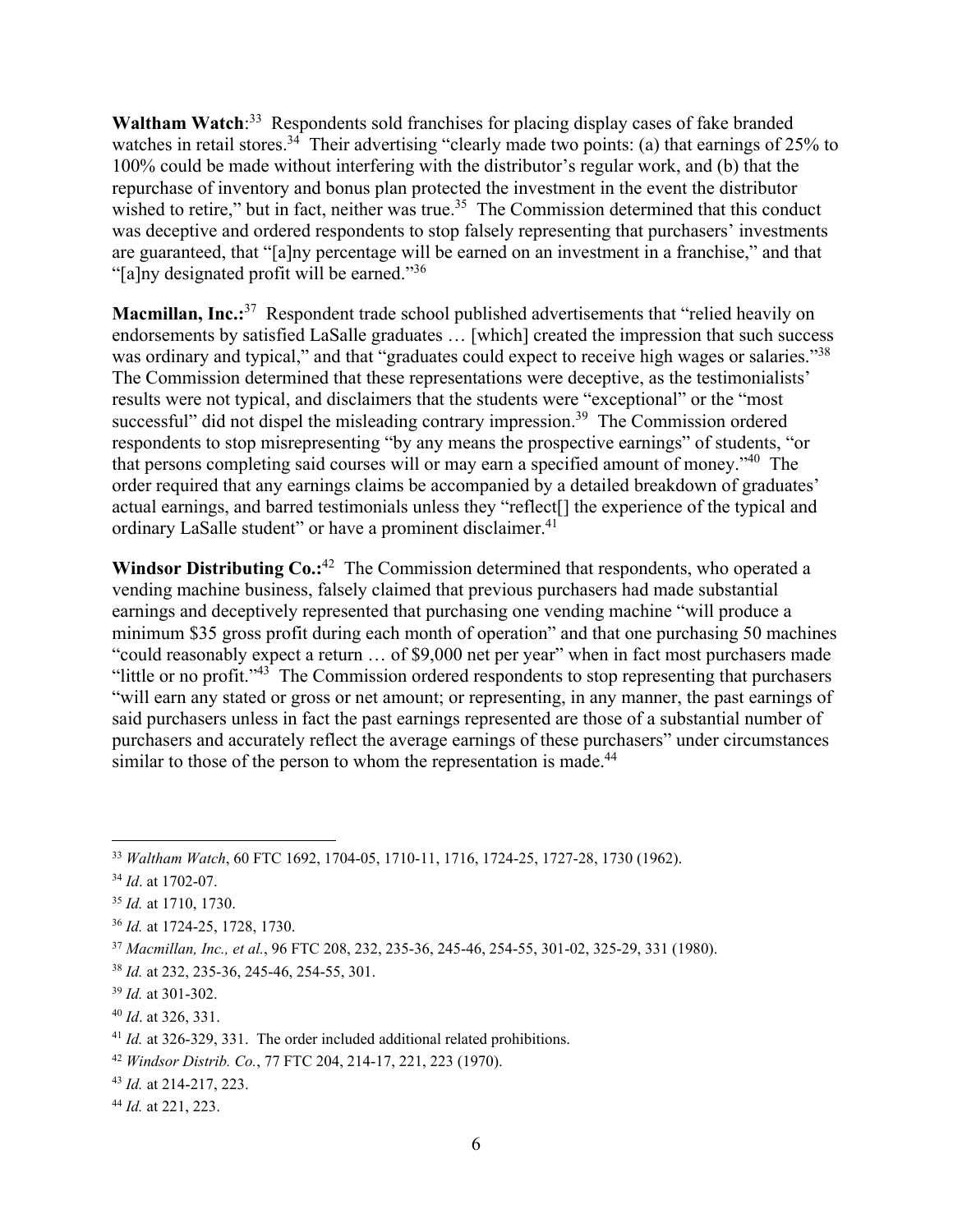**Waltham Watch**:[33] Respondents sold franchises for placing display cases of fake branded watches in retail stores.[34] Their advertising "clearly made two points: (a) that earnings of 25% to 100% could be made without interfering with the distributor's regular work, and (b) that the repurchase of inventory and bonus plan protected the investment in the event the distributor wished to retire," but in fact, neither was true.[35] The Commission determined that this conduct was deceptive and ordered respondents to stop falsely representing that purchasers' investments are guaranteed, that "[a]ny percentage will be earned on an investment in a franchise," and that "[a]ny designated profit will be earned."[36]

**Macmillan, Inc.:**[37] Respondent trade school published advertisements that "relied heavily on endorsements by satisfied LaSalle graduates … [which] created the impression that such success was ordinary and typical," and that "graduates could expect to receive high wages or salaries."[38] The Commission determined that these representations were deceptive, as the testimonialists' results were not typical, and disclaimers that the students were "exceptional" or the "most successful" did not dispel the misleading contrary impression.[39] The Commission ordered respondents to stop misrepresenting "by any means the prospective earnings" of students, "or that persons completing said courses will or may earn a specified amount of money."[40] The order required that any earnings claims be accompanied by a detailed breakdown of graduates' actual earnings, and barred testimonials unless they "reflect[] the experience of the typical and ordinary LaSalle student" or have a prominent disclaimer.[41]

**Windsor Distributing Co.:**[42] The Commission determined that respondents, who operated a vending machine business, falsely claimed that previous purchasers had made substantial earnings and deceptively represented that purchasing one vending machine "will produce a minimum $35 gross profit during each month of operation" and that one purchasing 50 machines "could reasonably expect a return … of $9,000 net per year" when in fact most purchasers made "little or no profit."[43] The Commission ordered respondents to stop representing that purchasers "will earn any stated or gross or net amount; or representing, in any manner, the past earnings of said purchasers unless in fact the past earnings represented are those of a substantial number of purchasers and accurately reflect the average earnings of these purchasers" under circumstances similar to those of the person to whom the representation is made.[44]

---

[33] *Waltham Watch*, 60 FTC 1692, 1704-05, 1710-11, 1716, 1724-25, 1727-28, 1730 (1962).

[34] *Id*. at 1702-07.

[35] *Id.* at 1710, 1730.

[36] *Id.* at 1724-25, 1728, 1730.

[37] *Macmillan, Inc., et al.*, 96 FTC 208, 232, 235-36, 245-46, 254-55, 301-02, 325-29, 331 (1980).

[38] *Id.* at 232, 235-36, 245-46, 254-55, 301.

[39] *Id.* at 301-302.

[40] *Id*. at 326, 331.

[41] *Id.* at 326-329, 331. The order included additional related prohibitions.

[42] *Windsor Distrib. Co.*, 77 FTC 204, 214-17, 221, 223 (1970).

[43] *Id.* at 214-217, 223.

[44] *Id.* at 221, 223.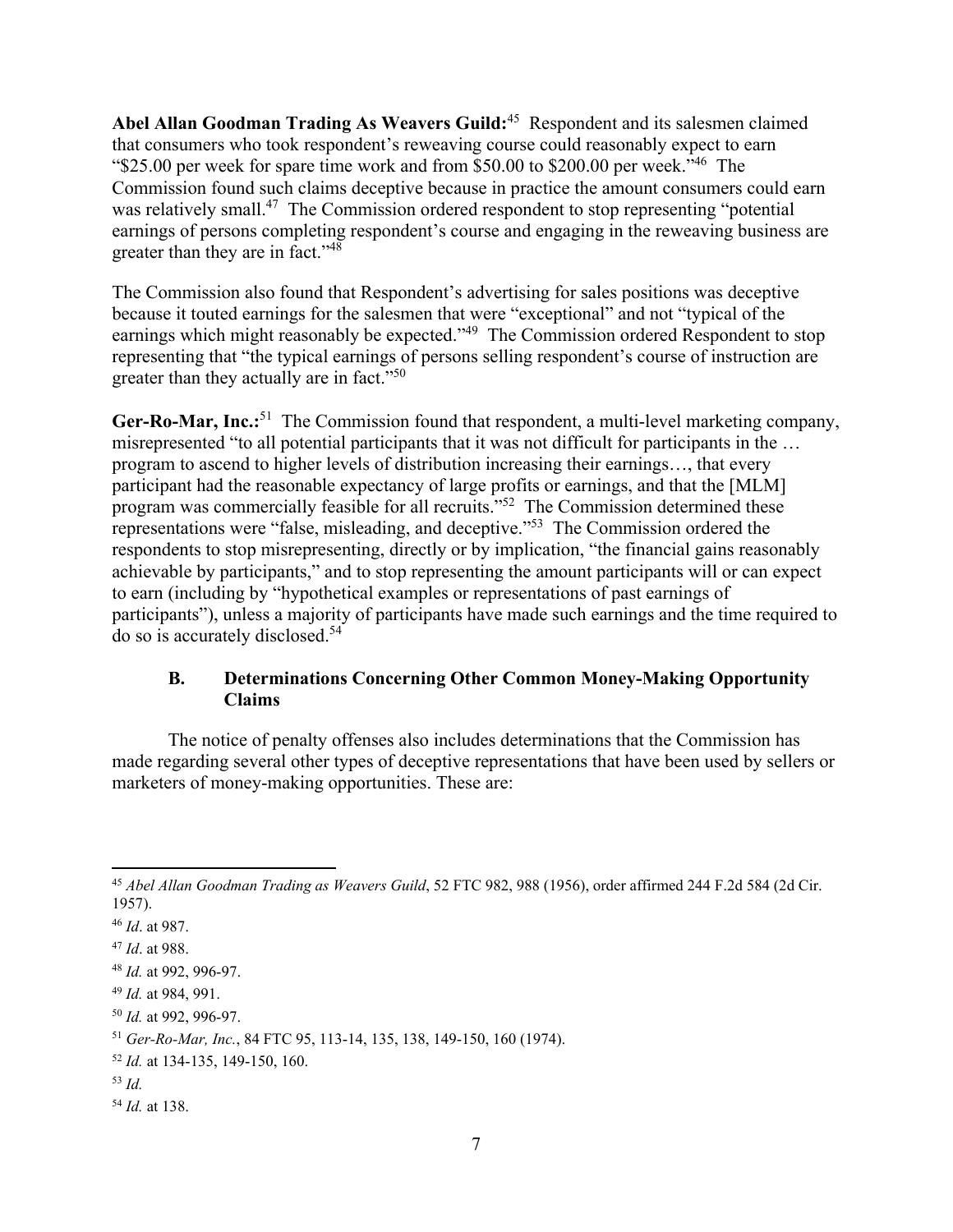**Abel Allan Goodman Trading As Weavers Guild:**[45] Respondent and its salesmen claimed that consumers who took respondent's reweaving course could reasonably expect to earn "$25.00 per week for spare time work and from $50.00 to $200.00 per week."[46] The Commission found such claims deceptive because in practice the amount consumers could earn was relatively small.[47] The Commission ordered respondent to stop representing "potential earnings of persons completing respondent's course and engaging in the reweaving business are greater than they are in fact."[48]

The Commission also found that Respondent's advertising for sales positions was deceptive because it touted earnings for the salesmen that were "exceptional" and not "typical of the earnings which might reasonably be expected."[49] The Commission ordered Respondent to stop representing that "the typical earnings of persons selling respondent's course of instruction are greater than they actually are in fact."[50]

**Ger-Ro-Mar, Inc.:**[51] The Commission found that respondent, a multi-level marketing company, misrepresented "to all potential participants that it was not difficult for participants in the … program to ascend to higher levels of distribution increasing their earnings…, that every participant had the reasonable expectancy of large profits or earnings, and that the [MLM] program was commercially feasible for all recruits."[52] The Commission determined these representations were "false, misleading, and deceptive."[53] The Commission ordered the respondents to stop misrepresenting, directly or by implication, "the financial gains reasonably achievable by participants," and to stop representing the amount participants will or can expect to earn (including by "hypothetical examples or representations of past earnings of participants"), unless a majority of participants have made such earnings and the time required to do so is accurately disclosed.[54]

### B. Determinations Concerning Other Common Money-Making Opportunity Claims

The notice of penalty offenses also includes determinations that the Commission has made regarding several other types of deceptive representations that have been used by sellers or marketers of money-making opportunities. These are:

---

[45] *Abel Allan Goodman Trading as Weavers Guild*, 52 FTC 982, 988 (1956), order affirmed 244 F.2d 584 (2d Cir. 1957).

[46] *Id*. at 987.

[47] *Id*. at 988.

[48] *Id.* at 992, 996-97.

[49] *Id.* at 984, 991.

[50] *Id.* at 992, 996-97.

[51] *Ger-Ro-Mar, Inc.*, 84 FTC 95, 113-14, 135, 138, 149-150, 160 (1974).

[52] *Id.* at 134-135, 149-150, 160.

[53] *Id.*

[54] *Id.* at 138.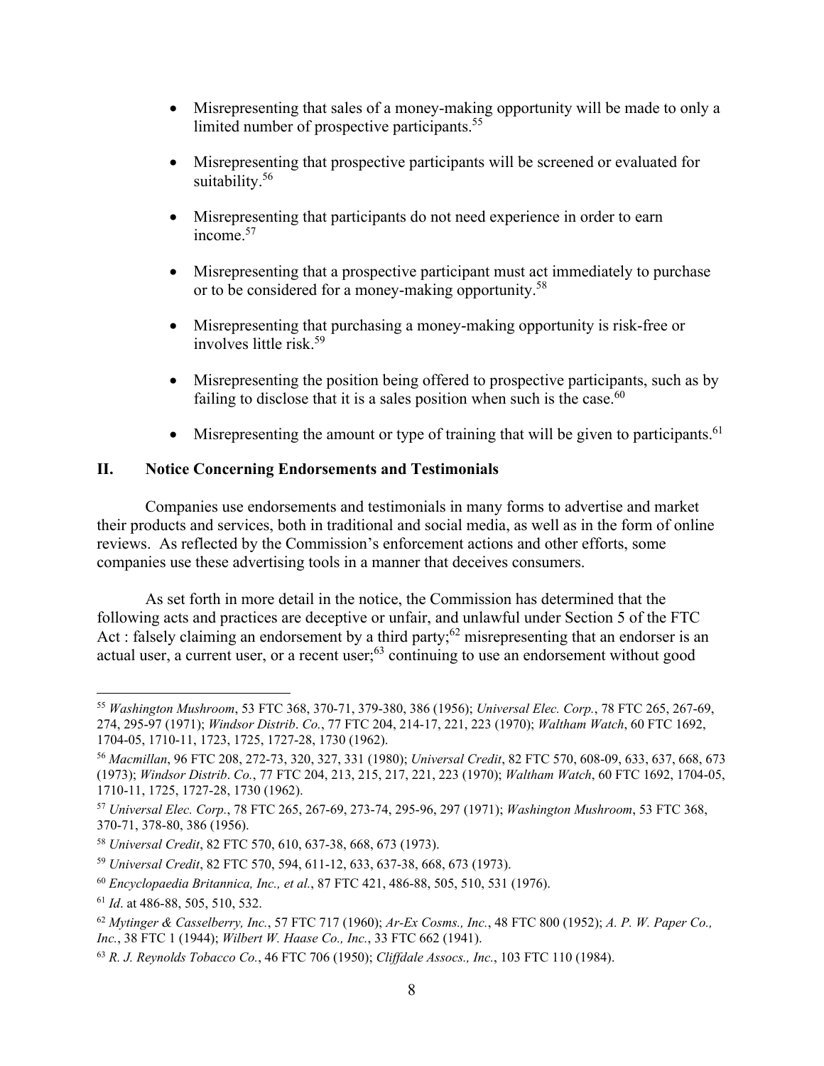- Misrepresenting that sales of a money-making opportunity will be made to only a limited number of prospective participants.[55]

- Misrepresenting that prospective participants will be screened or evaluated for suitability.[56]

- Misrepresenting that participants do not need experience in order to earn income.[57]

- Misrepresenting that a prospective participant must act immediately to purchase or to be considered for a money-making opportunity.[58]

- Misrepresenting that purchasing a money-making opportunity is risk-free or involves little risk.[59]

- Misrepresenting the position being offered to prospective participants, such as by failing to disclose that it is a sales position when such is the case.[60]

- Misrepresenting the amount or type of training that will be given to participants.[61]

## II. Notice Concerning Endorsements and Testimonials

Companies use endorsements and testimonials in many forms to advertise and market their products and services, both in traditional and social media, as well as in the form of online reviews. As reflected by the Commission's enforcement actions and other efforts, some companies use these advertising tools in a manner that deceives consumers.

As set forth in more detail in the notice, the Commission has determined that the following acts and practices are deceptive or unfair, and unlawful under Section 5 of the FTC Act : falsely claiming an endorsement by a third party;[62] misrepresenting that an endorser is an actual user, a current user, or a recent user;[63] continuing to use an endorsement without good

---

[55] *Washington Mushroom*, 53 FTC 368, 370-71, 379-380, 386 (1956); *Universal Elec. Corp.*, 78 FTC 265, 267-69, 274, 295-97 (1971); *Windsor Distrib. Co.*, 77 FTC 204, 214-17, 221, 223 (1970); *Waltham Watch*, 60 FTC 1692, 1704-05, 1710-11, 1723, 1725, 1727-28, 1730 (1962).

[56] *Macmillan*, 96 FTC 208, 272-73, 320, 327, 331 (1980); *Universal Credit*, 82 FTC 570, 608-09, 633, 637, 668, 673 (1973); *Windsor Distrib. Co.*, 77 FTC 204, 213, 215, 217, 221, 223 (1970); *Waltham Watch*, 60 FTC 1692, 1704-05, 1710-11, 1725, 1727-28, 1730 (1962).

[57] *Universal Elec. Corp.*, 78 FTC 265, 267-69, 273-74, 295-96, 297 (1971); *Washington Mushroom*, 53 FTC 368, 370-71, 378-80, 386 (1956).

[58] *Universal Credit*, 82 FTC 570, 610, 637-38, 668, 673 (1973).

[59] *Universal Credit*, 82 FTC 570, 594, 611-12, 633, 637-38, 668, 673 (1973).

[60] *Encyclopaedia Britannica, Inc., et al.*, 87 FTC 421, 486-88, 505, 510, 531 (1976).

[61] *Id*. at 486-88, 505, 510, 532.

[62] *Mytinger & Casselberry, Inc.*, 57 FTC 717 (1960); *Ar-Ex Cosms., Inc.*, 48 FTC 800 (1952); *A. P. W. Paper Co., Inc.*, 38 FTC 1 (1944); *Wilbert W. Haase Co., Inc.*, 33 FTC 662 (1941).

[63] *R. J. Reynolds Tobacco Co.*, 46 FTC 706 (1950); *Cliffdale Assocs., Inc.*, 103 FTC 110 (1984).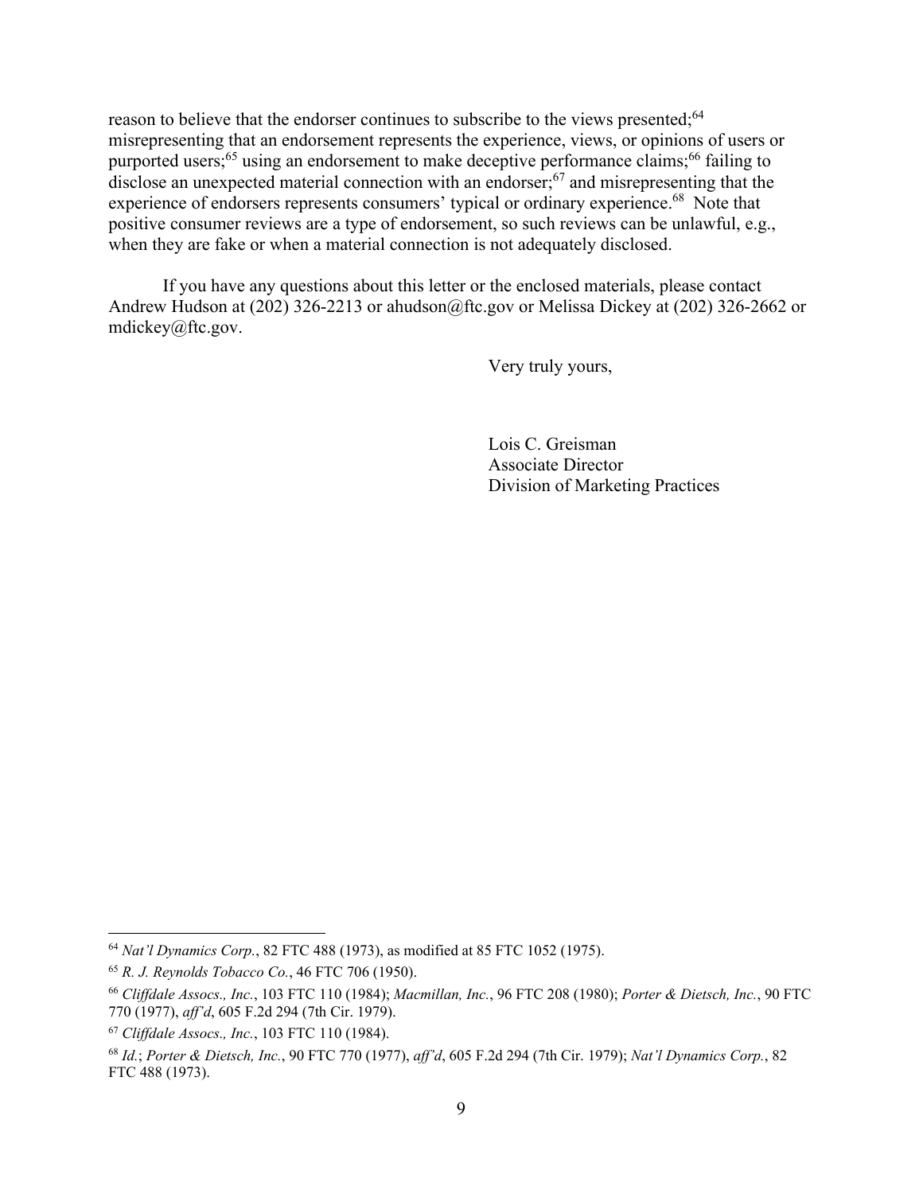reason to believe that the endorser continues to subscribe to the views presented;[64] misrepresenting that an endorsement represents the experience, views, or opinions of users or purported users;[65] using an endorsement to make deceptive performance claims;[66] failing to disclose an unexpected material connection with an endorser;[67] and misrepresenting that the experience of endorsers represents consumers' typical or ordinary experience.[68] Note that positive consumer reviews are a type of endorsement, so such reviews can be unlawful, e.g., when they are fake or when a material connection is not adequately disclosed.

If you have any questions about this letter or the enclosed materials, please contact Andrew Hudson at (202) 326-2213 or ahudson@ftc.gov or Melissa Dickey at (202) 326-2662 or mdickey@ftc.gov.

Very truly yours,

Lois C. Greisman
Associate Director
Division of Marketing Practices

---

[64] *Nat'l Dynamics Corp.*, 82 FTC 488 (1973), as modified at 85 FTC 1052 (1975).

[65] *R. J. Reynolds Tobacco Co.*, 46 FTC 706 (1950).

[66] *Cliffdale Assocs., Inc.*, 103 FTC 110 (1984); *Macmillan, Inc.*, 96 FTC 208 (1980); *Porter & Dietsch, Inc.*, 90 FTC 770 (1977), *aff'd*, 605 F.2d 294 (7th Cir. 1979).

[67] *Cliffdale Assocs., Inc.*, 103 FTC 110 (1984).

[68] *Id.*; *Porter & Dietsch, Inc.*, 90 FTC 770 (1977), *aff'd*, 605 F.2d 294 (7th Cir. 1979); *Nat'l Dynamics Corp.*, 82 FTC 488 (1973).